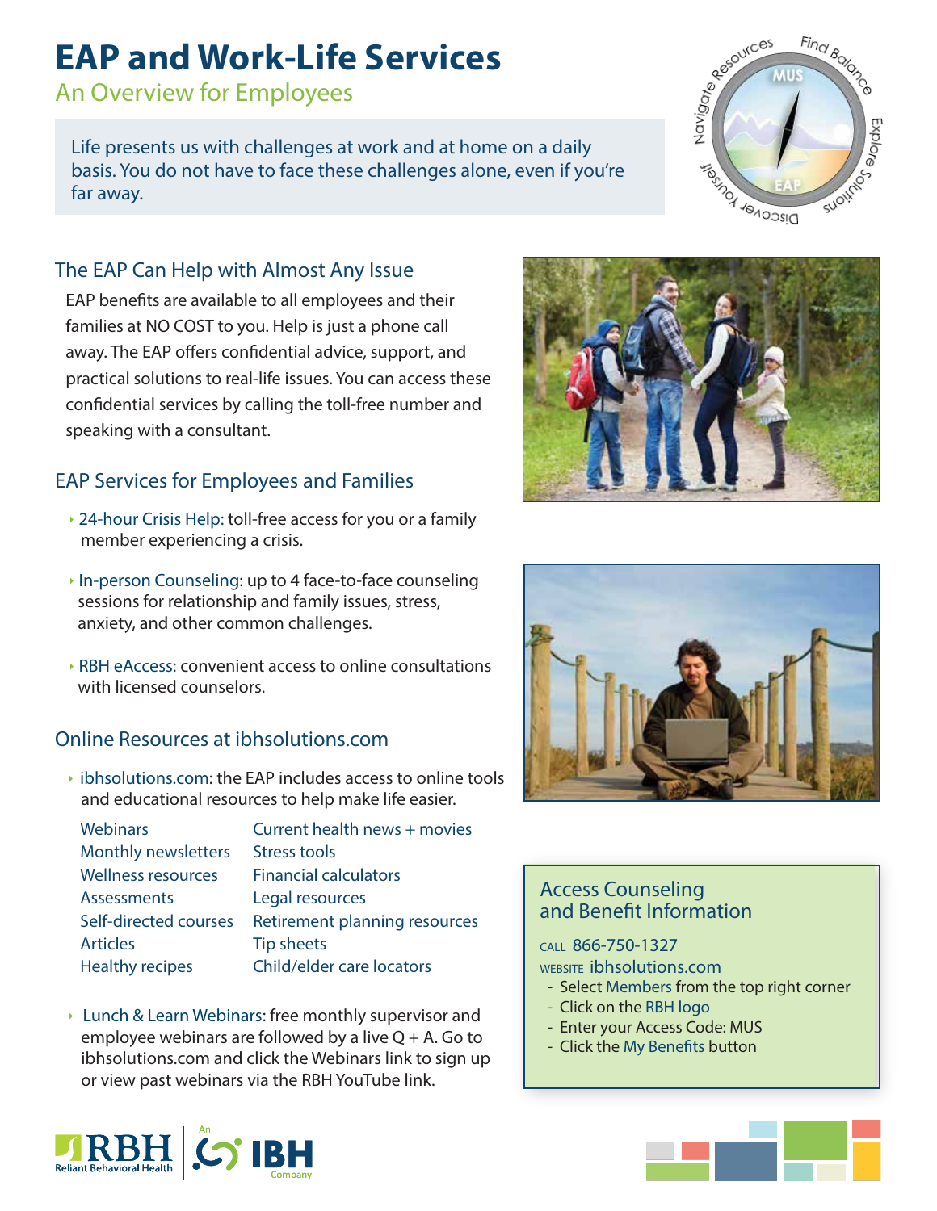# EAP and Work-Life Services

## An Overview for Employees

Life presents us with challenges at work and at home on a daily basis. You do not have to face these challenges alone, even if you're far away.

### The EAP Can Help with Almost Any Issue

EAP benefits are available to all employees and their families at NO COST to you. Help is just a phone call away. The EAP offers confidential advice, support, and practical solutions to real-life issues. You can access these confidential services by calling the toll-free number and speaking with a consultant.

### EAP Services for Employees and Families

- 24-hour Crisis Help: toll-free access for you or a family member experiencing a crisis.
- In-person Counseling: up to 4 face-to-face counseling sessions for relationship and family issues, stress, anxiety, and other common challenges.
- RBH eAccess: convenient access to online consultations with licensed counselors.

### Online Resources at ibhsolutions.com

- ibhsolutions.com: the EAP includes access to online tools and educational resources to help make life easier.

| | |
|---|---|
| Webinars | Current health news + movies |
| Monthly newsletters | Stress tools |
| Wellness resources | Financial calculators |
| Assessments | Legal resources |
| Self-directed courses | Retirement planning resources |
| Articles | Tip sheets |
| Healthy recipes | Child/elder care locators |

- Lunch & Learn Webinars: free monthly supervisor and employee webinars are followed by a live Q + A. Go to ibhsolutions.com and click the Webinars link to sign up or view past webinars via the RBH YouTube link.

### Access Counseling and Benefit Information

CALL 866-750-1327

WEBSITE ibhsolutions.com

- Select Members from the top right corner
- Click on the RBH logo
- Enter your Access Code: MUS
- Click the My Benefits button

RBH Reliant Behavioral Health | An IBH Company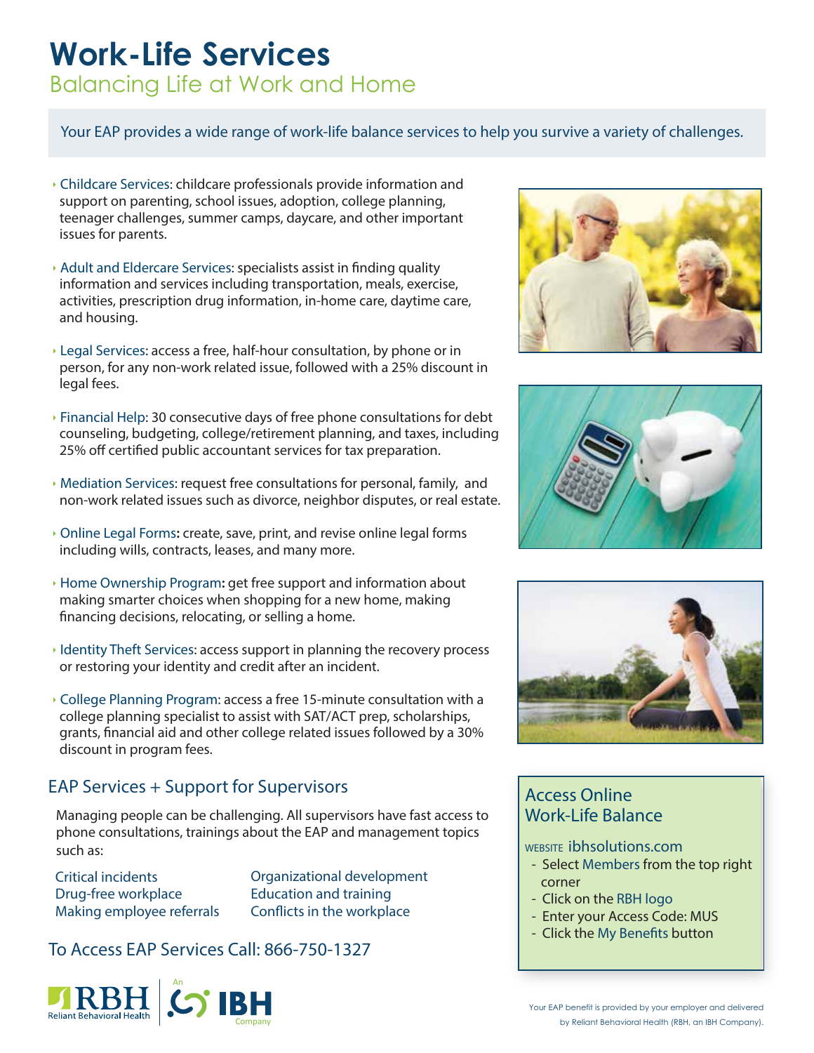# Work-Life Services

## Balancing Life at Work and Home

Your EAP provides a wide range of work-life balance services to help you survive a variety of challenges.

- Childcare Services: childcare professionals provide information and support on parenting, school issues, adoption, college planning, teenager challenges, summer camps, daycare, and other important issues for parents.
- Adult and Eldercare Services: specialists assist in finding quality information and services including transportation, meals, exercise, activities, prescription drug information, in-home care, daytime care, and housing.
- Legal Services: access a free, half-hour consultation, by phone or in person, for any non-work related issue, followed with a 25% discount in legal fees.
- Financial Help: 30 consecutive days of free phone consultations for debt counseling, budgeting, college/retirement planning, and taxes, including 25% off certified public accountant services for tax preparation.
- Mediation Services: request free consultations for personal, family, and non-work related issues such as divorce, neighbor disputes, or real estate.
- Online Legal Forms**:** create, save, print, and revise online legal forms including wills, contracts, leases, and many more.
- Home Ownership Program**:** get free support and information about making smarter choices when shopping for a new home, making financing decisions, relocating, or selling a home.
- Identity Theft Services: access support in planning the recovery process or restoring your identity and credit after an incident.
- College Planning Program: access a free 15-minute consultation with a college planning specialist to assist with SAT/ACT prep, scholarships, grants, financial aid and other college related issues followed by a 30% discount in program fees.

## EAP Services + Support for Supervisors

Managing people can be challenging. All supervisors have fast access to phone consultations, trainings about the EAP and management topics such as:

- Critical incidents
- Drug-free workplace
- Making employee referrals
- Organizational development
- Education and training
- Conflicts in the workplace

## To Access EAP Services Call: 866-750-1327

### Access Online Work-Life Balance

WEBSITE ibhsolutions.com

- Select Members from the top right corner
- Click on the RBH logo
- Enter your Access Code: MUS
- Click the My Benefits button

RBH Reliant Behavioral Health | An IBH Company

Your EAP benefit is provided by your employer and delivered by Reliant Behavioral Health (RBH, an IBH Company).